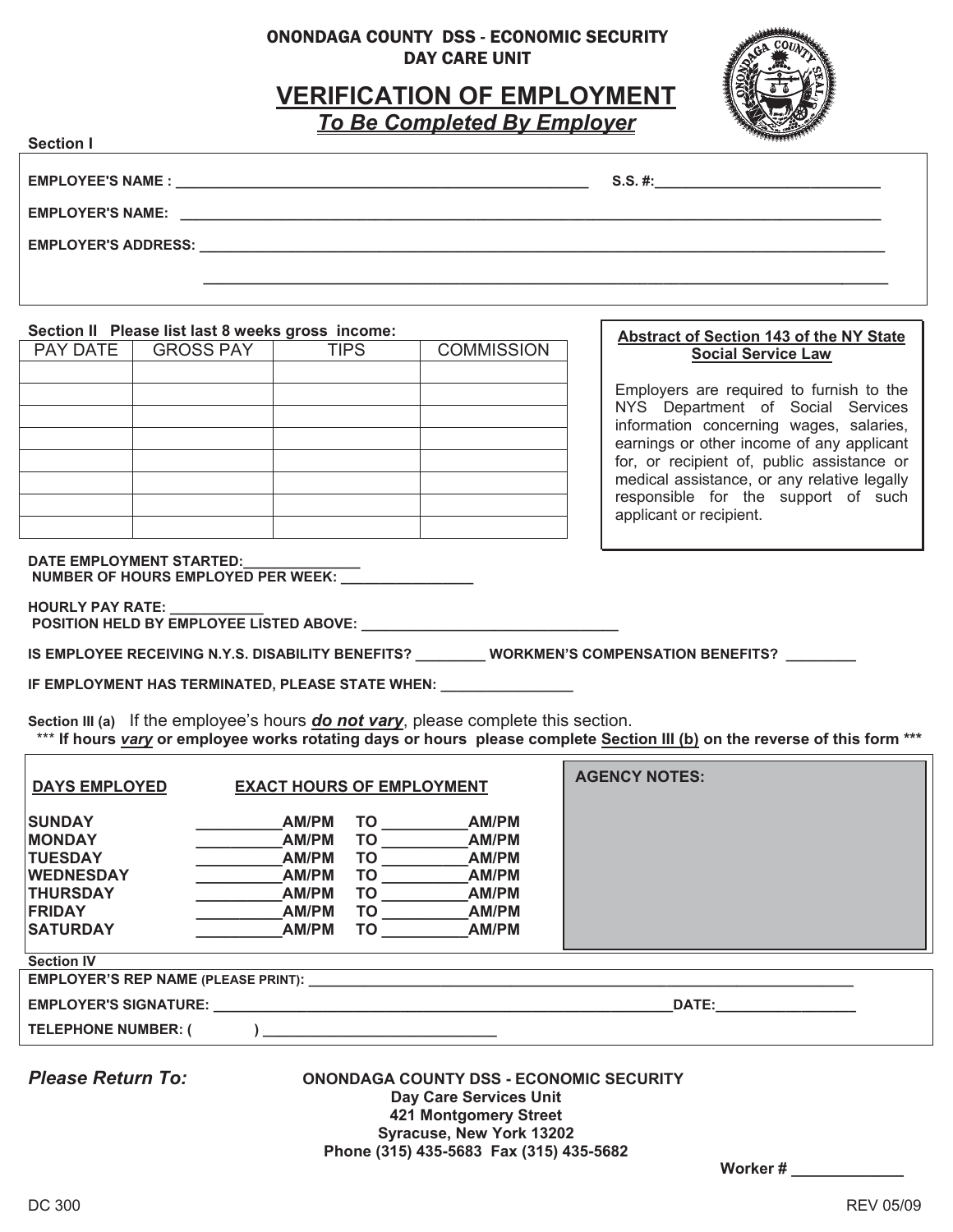ONONDAGA COUNTY DSS - ECONOMIC SECURITY
DAY CARE UNIT

# VERIFICATION OF EMPLOYMENT

## *To Be Completed By Employer*

**Section I**

**EMPLOYEE'S NAME :** ________________________________________ **S.S. #:**______________________

**EMPLOYER'S NAME:** ____________________________________________________________

**EMPLOYER'S ADDRESS:** __________________________________________________________

__________________________________________________________

**Section II Please list last 8 weeks gross income:**

| PAY DATE | GROSS PAY | TIPS | COMMISSION |
|---|---|---|---|
| | | | |
| | | | |
| | | | |
| | | | |
| | | | |
| | | | |
| | | | |
| | | | |

**Abstract of Section 143 of the NY State Social Service Law**

Employers are required to furnish to the NYS Department of Social Services information concerning wages, salaries, earnings or other income of any applicant for, or recipient of, public assistance or medical assistance, or any relative legally responsible for the support of such applicant or recipient.

**DATE EMPLOYMENT STARTED:**______________
**NUMBER OF HOURS EMPLOYED PER WEEK:** ________________

**HOURLY PAY RATE:** ____________
**POSITION HELD BY EMPLOYEE LISTED ABOVE:** ________________________________

**IS EMPLOYEE RECEIVING N.Y.S. DISABILITY BENEFITS?** ________ **WORKMEN'S COMPENSATION BENEFITS?** ________

**IF EMPLOYMENT HAS TERMINATED, PLEASE STATE WHEN:** ________________

**Section III (a)** If the employee's hours ***do not vary***, please complete this section.
\*\*\* **If hours *vary* or employee works rotating days or hours please complete Section III (b) on the reverse of this form** \*\*\*

| DAYS EMPLOYED | EXACT HOURS OF EMPLOYMENT |
|---|---|
| SUNDAY | __________AM/PM TO __________AM/PM |
| MONDAY | __________AM/PM TO __________AM/PM |
| TUESDAY | __________AM/PM TO __________AM/PM |
| WEDNESDAY | __________AM/PM TO __________AM/PM |
| THURSDAY | __________AM/PM TO __________AM/PM |
| FRIDAY | __________AM/PM TO __________AM/PM |
| SATURDAY | __________AM/PM TO __________AM/PM |

**AGENCY NOTES:**

**Section IV**

**EMPLOYER'S REP NAME (PLEASE PRINT):** ____________________________________________________

**EMPLOYER'S SIGNATURE:** ____________________________________________ **DATE:**________________

**TELEPHONE NUMBER: (** &nbsp;&nbsp;&nbsp;&nbsp; **)** ____________________________

***Please Return To:***

**ONONDAGA COUNTY DSS - ECONOMIC SECURITY**
**Day Care Services Unit**
**421 Montgomery Street**
**Syracuse, New York 13202**
**Phone (315) 435-5683 Fax (315) 435-5682**

**Worker #** _____________

DC 300 REV 05/09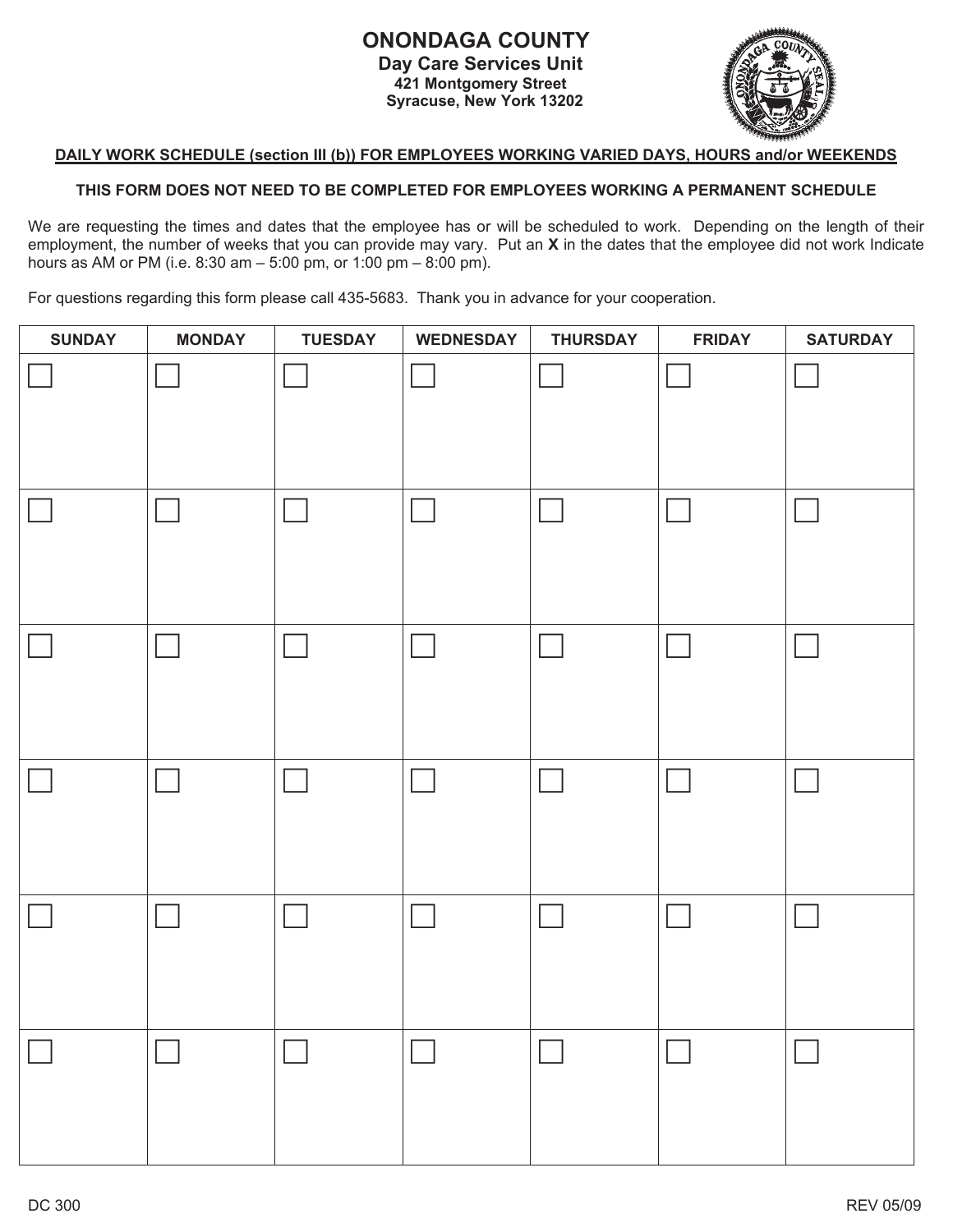# ONONDAGA COUNTY

**Day Care Services Unit**
**421 Montgomery Street**
**Syracuse, New York 13202**

**DAILY WORK SCHEDULE (section III (b)) FOR EMPLOYEES WORKING VARIED DAYS, HOURS and/or WEEKENDS**

**THIS FORM DOES NOT NEED TO BE COMPLETED FOR EMPLOYEES WORKING A PERMANENT SCHEDULE**

We are requesting the times and dates that the employee has or will be scheduled to work. Depending on the length of their employment, the number of weeks that you can provide may vary. Put an **X** in the dates that the employee did not work Indicate hours as AM or PM (i.e. 8:30 am – 5:00 pm, or 1:00 pm – 8:00 pm).

For questions regarding this form please call 435-5683. Thank you in advance for your cooperation.

| SUNDAY | MONDAY | TUESDAY | WEDNESDAY | THURSDAY | FRIDAY | SATURDAY |
|---|---|---|---|---|---|---|
| ☐ | ☐ | ☐ | ☐ | ☐ | ☐ | ☐ |
| ☐ | ☐ | ☐ | ☐ | ☐ | ☐ | ☐ |
| ☐ | ☐ | ☐ | ☐ | ☐ | ☐ | ☐ |
| ☐ | ☐ | ☐ | ☐ | ☐ | ☐ | ☐ |
| ☐ | ☐ | ☐ | ☐ | ☐ | ☐ | ☐ |
| ☐ | ☐ | ☐ | ☐ | ☐ | ☐ | ☐ |

DC 300

REV 05/09